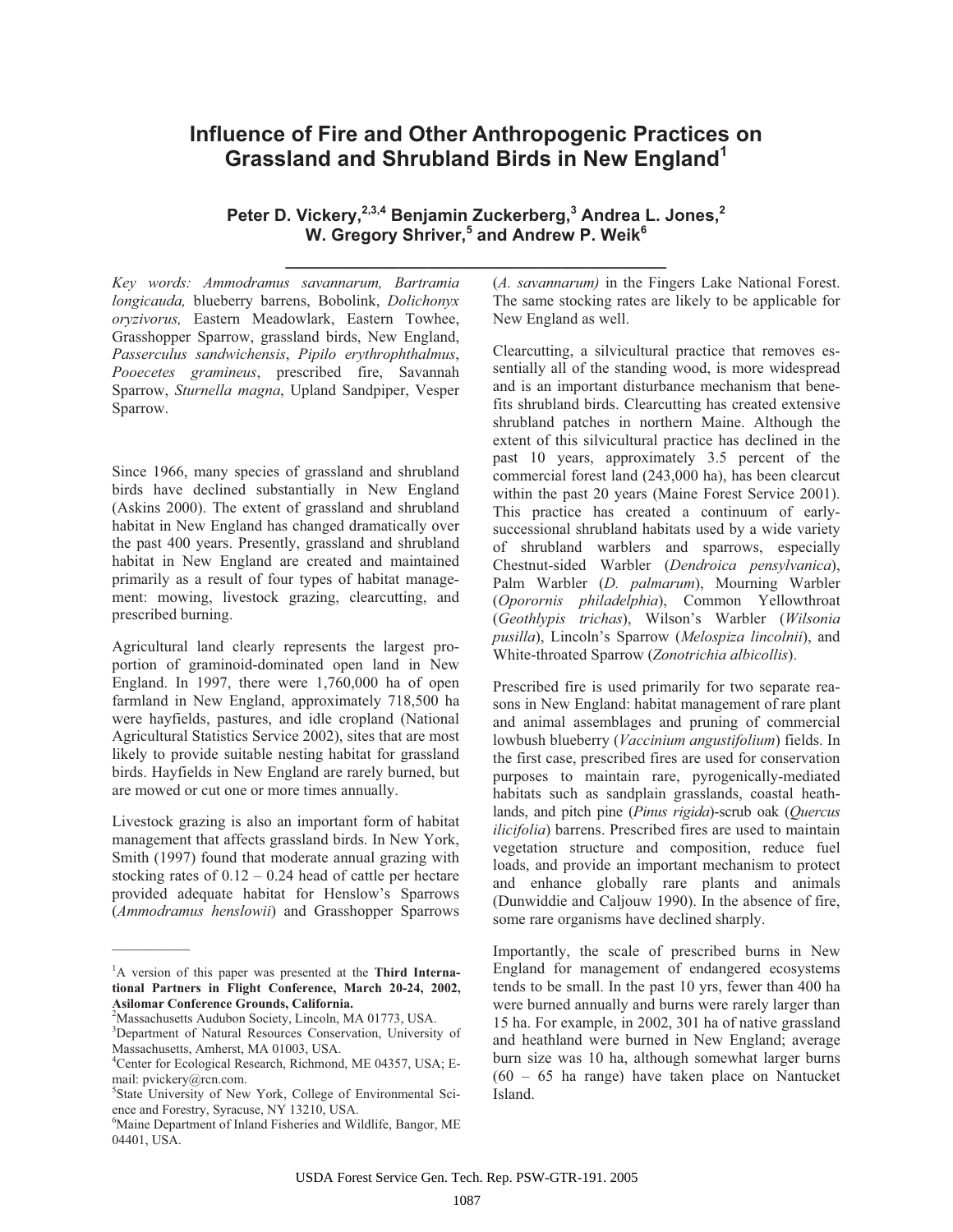# Influence of Fire and Other Anthropogenic Practices on Grassland and Shrubland Birds in New England[1]

**Peter D. Vickery,[2,3,4] Benjamin Zuckerberg,[3] Andrea L. Jones,[2] W. Gregory Shriver,[5] and Andrew P. Weik[6]**

*Key words: Ammodramus savannarum, Bartramia longicauda,* blueberry barrens, Bobolink, *Dolichonyx oryzivorus,* Eastern Meadowlark, Eastern Towhee, Grasshopper Sparrow, grassland birds, New England, *Passerculus sandwichensis*, *Pipilo erythrophthalmus*, *Pooecetes gramineus*, prescribed fire, Savannah Sparrow, *Sturnella magna*, Upland Sandpiper, Vesper Sparrow.

Since 1966, many species of grassland and shrubland birds have declined substantially in New England (Askins 2000). The extent of grassland and shrubland habitat in New England has changed dramatically over the past 400 years. Presently, grassland and shrubland habitat in New England are created and maintained primarily as a result of four types of habitat management: mowing, livestock grazing, clearcutting, and prescribed burning.

Agricultural land clearly represents the largest proportion of graminoid-dominated open land in New England. In 1997, there were 1,760,000 ha of open farmland in New England, approximately 718,500 ha were hayfields, pastures, and idle cropland (National Agricultural Statistics Service 2002), sites that are most likely to provide suitable nesting habitat for grassland birds. Hayfields in New England are rarely burned, but are mowed or cut one or more times annually.

Livestock grazing is also an important form of habitat management that affects grassland birds. In New York, Smith (1997) found that moderate annual grazing with stocking rates of 0.12 – 0.24 head of cattle per hectare provided adequate habitat for Henslow's Sparrows (*Ammodramus henslowii*) and Grasshopper Sparrows (*A. savannarum)* in the Fingers Lake National Forest. The same stocking rates are likely to be applicable for New England as well.

Clearcutting, a silvicultural practice that removes essentially all of the standing wood, is more widespread and is an important disturbance mechanism that benefits shrubland birds. Clearcutting has created extensive shrubland patches in northern Maine. Although the extent of this silvicultural practice has declined in the past 10 years, approximately 3.5 percent of the commercial forest land (243,000 ha), has been clearcut within the past 20 years (Maine Forest Service 2001). This practice has created a continuum of early-successional shrubland habitats used by a wide variety of shrubland warblers and sparrows, especially Chestnut-sided Warbler (*Dendroica pensylvanica*), Palm Warbler (*D. palmarum*), Mourning Warbler (*Oporornis philadelphia*), Common Yellowthroat (*Geothlypis trichas*), Wilson's Warbler (*Wilsonia pusilla*), Lincoln's Sparrow (*Melospiza lincolnii*), and White-throated Sparrow (*Zonotrichia albicollis*).

Prescribed fire is used primarily for two separate reasons in New England: habitat management of rare plant and animal assemblages and pruning of commercial lowbush blueberry (*Vaccinium angustifolium*) fields. In the first case, prescribed fires are used for conservation purposes to maintain rare, pyrogenically-mediated habitats such as sandplain grasslands, coastal heathlands, and pitch pine (*Pinus rigida*)-scrub oak (*Quercus ilicifolia*) barrens. Prescribed fires are used to maintain vegetation structure and composition, reduce fuel loads, and provide an important mechanism to protect and enhance globally rare plants and animals (Dunwiddie and Caljouw 1990). In the absence of fire, some rare organisms have declined sharply.

Importantly, the scale of prescribed burns in New England for management of endangered ecosystems tends to be small. In the past 10 yrs, fewer than 400 ha were burned annually and burns were rarely larger than 15 ha. For example, in 2002, 301 ha of native grassland and heathland were burned in New England; average burn size was 10 ha, although somewhat larger burns (60 – 65 ha range) have taken place on Nantucket Island.

---

[1]A version of this paper was presented at the **Third International Partners in Flight Conference, March 20-24, 2002, Asilomar Conference Grounds, California.**

[2]Massachusetts Audubon Society, Lincoln, MA 01773, USA.

[3]Department of Natural Resources Conservation, University of Massachusetts, Amherst, MA 01003, USA.

[4]Center for Ecological Research, Richmond, ME 04357, USA; E-mail: pvickery@rcn.com.

[5]State University of New York, College of Environmental Science and Forestry, Syracuse, NY 13210, USA.

[6]Maine Department of Inland Fisheries and Wildlife, Bangor, ME 04401, USA.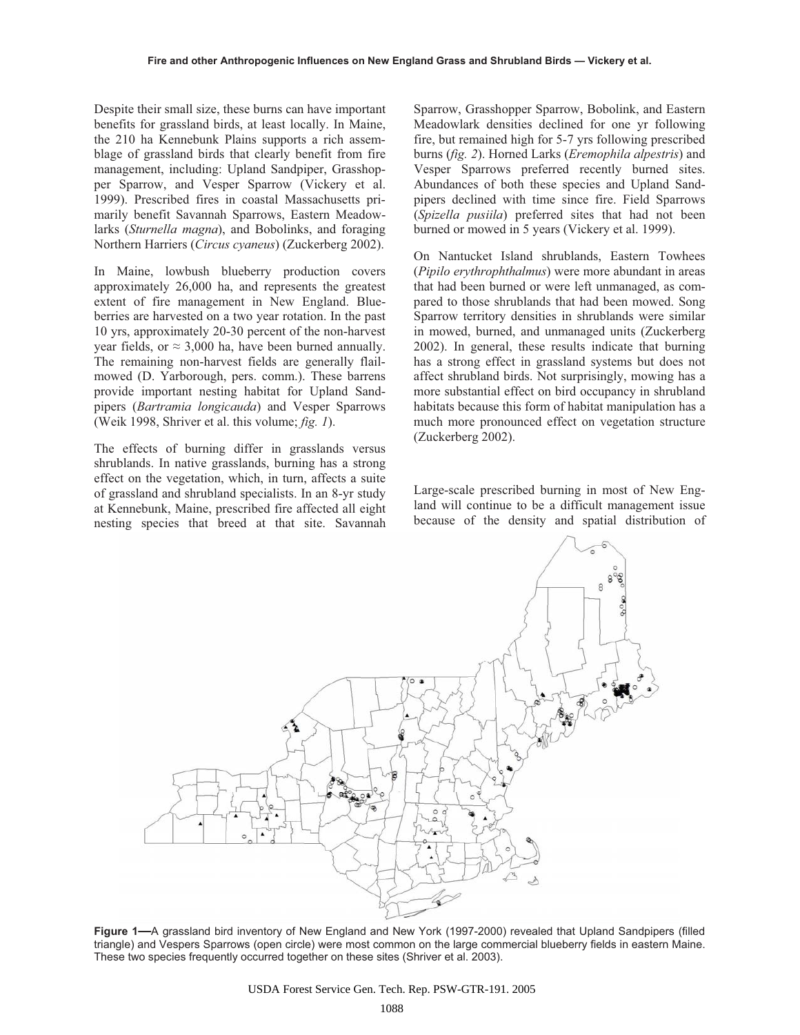Despite their small size, these burns can have important benefits for grassland birds, at least locally. In Maine, the 210 ha Kennebunk Plains supports a rich assemblage of grassland birds that clearly benefit from fire management, including: Upland Sandpiper, Grasshopper Sparrow, and Vesper Sparrow (Vickery et al. 1999). Prescribed fires in coastal Massachusetts primarily benefit Savannah Sparrows, Eastern Meadowlarks (*Sturnella magna*), and Bobolinks, and foraging Northern Harriers (*Circus cyaneus*) (Zuckerberg 2002).

In Maine, lowbush blueberry production covers approximately 26,000 ha, and represents the greatest extent of fire management in New England. Blueberries are harvested on a two year rotation. In the past 10 yrs, approximately 20-30 percent of the non-harvest year fields, or ≈ 3,000 ha, have been burned annually. The remaining non-harvest fields are generally flail-mowed (D. Yarborough, pers. comm.). These barrens provide important nesting habitat for Upland Sandpipers (*Bartramia longicauda*) and Vesper Sparrows (Weik 1998, Shriver et al. this volume; *fig. 1*).

The effects of burning differ in grasslands versus shrublands. In native grasslands, burning has a strong effect on the vegetation, which, in turn, affects a suite of grassland and shrubland specialists. In an 8-yr study at Kennebunk, Maine, prescribed fire affected all eight nesting species that breed at that site. Savannah Sparrow, Grasshopper Sparrow, Bobolink, and Eastern Meadowlark densities declined for one yr following fire, but remained high for 5-7 yrs following prescribed burns (*fig. 2*). Horned Larks (*Eremophila alpestris*) and Vesper Sparrows preferred recently burned sites. Abundances of both these species and Upland Sandpipers declined with time since fire. Field Sparrows (*Spizella pusiila*) preferred sites that had not been burned or mowed in 5 years (Vickery et al. 1999).

On Nantucket Island shrublands, Eastern Towhees (*Pipilo erythrophthalmus*) were more abundant in areas that had been burned or were left unmanaged, as compared to those shrublands that had been mowed. Song Sparrow territory densities in shrublands were similar in mowed, burned, and unmanaged units (Zuckerberg 2002). In general, these results indicate that burning has a strong effect in grassland systems but does not affect shrubland birds. Not surprisingly, mowing has a more substantial effect on bird occupancy in shrubland habitats because this form of habitat manipulation has a much more pronounced effect on vegetation structure (Zuckerberg 2002).

Large-scale prescribed burning in most of New England will continue to be a difficult management issue because of the density and spatial distribution of

**Figure 1—**A grassland bird inventory of New England and New York (1997-2000) revealed that Upland Sandpipers (filled triangle) and Vespers Sparrows (open circle) were most common on the large commercial blueberry fields in eastern Maine. These two species frequently occurred together on these sites (Shriver et al. 2003).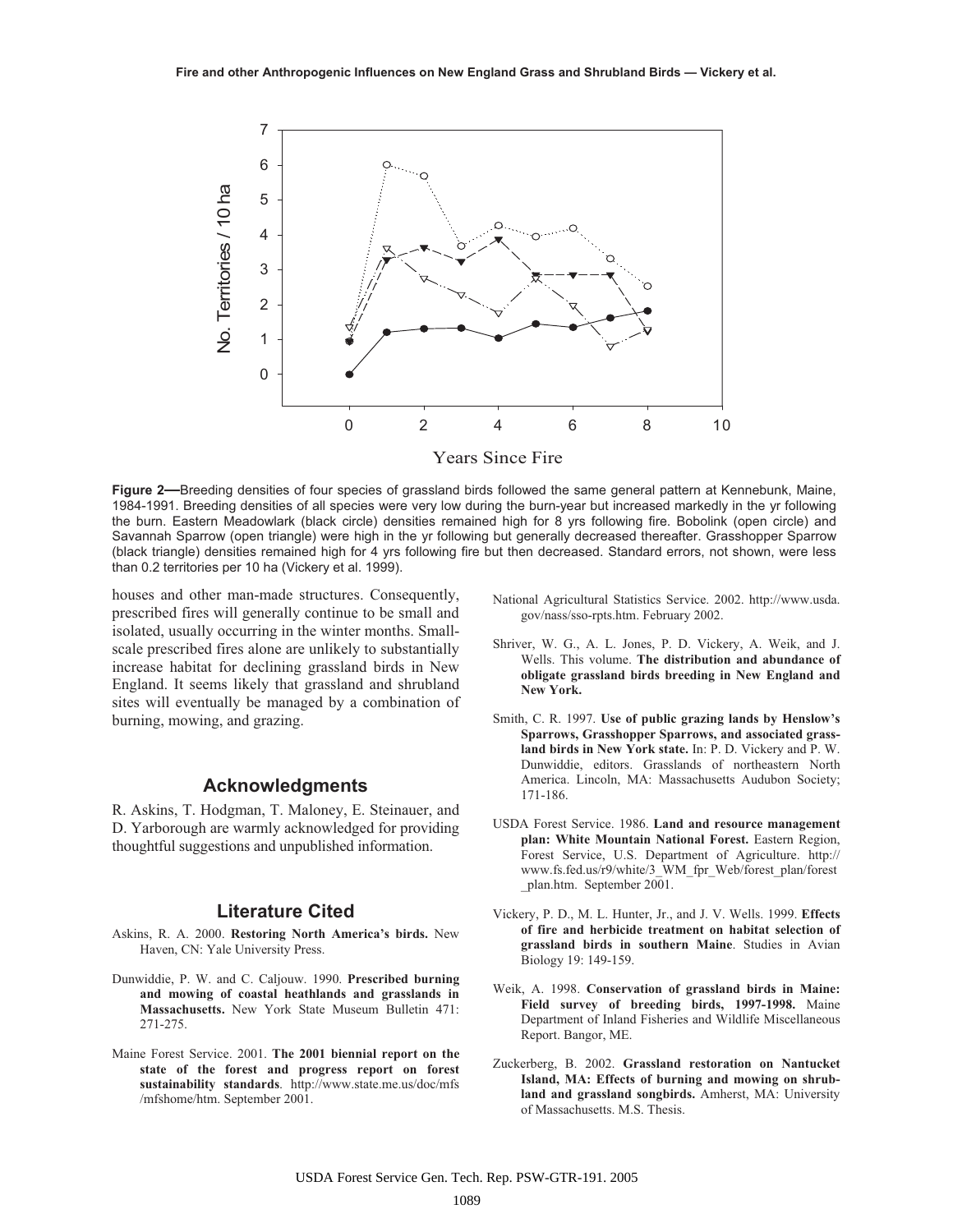7
6
5
4
3
2
1
0

No. Territories / 10 ha

0
2
4
6
8
10

Years Since Fire

**Figure 2—**Breeding densities of four species of grassland birds followed the same general pattern at Kennebunk, Maine, 1984-1991. Breeding densities of all species were very low during the burn-year but increased markedly in the yr following the burn. Eastern Meadowlark (black circle) densities remained high for 8 yrs following fire. Bobolink (open circle) and Savannah Sparrow (open triangle) were high in the yr following but generally decreased thereafter. Grasshopper Sparrow (black triangle) densities remained high for 4 yrs following fire but then decreased. Standard errors, not shown, were less than 0.2 territories per 10 ha (Vickery et al. 1999).

houses and other man-made structures. Consequently, prescribed fires will generally continue to be small and isolated, usually occurring in the winter months. Small-scale prescribed fires alone are unlikely to substantially increase habitat for declining grassland birds in New England. It seems likely that grassland and shrubland sites will eventually be managed by a combination of burning, mowing, and grazing.

## Acknowledgments

R. Askins, T. Hodgman, T. Maloney, E. Steinauer, and D. Yarborough are warmly acknowledged for providing thoughtful suggestions and unpublished information.

## Literature Cited

Askins, R. A. 2000. **Restoring North America's birds.** New Haven, CN: Yale University Press.

Dunwiddie, P. W. and C. Caljouw. 1990. **Prescribed burning and mowing of coastal heathlands and grasslands in Massachusetts.** New York State Museum Bulletin 471: 271-275.

Maine Forest Service. 2001. **The 2001 biennial report on the state of the forest and progress report on forest sustainability standards**. http://www.state.me.us/doc/mfs/mfshome/htm. September 2001.

National Agricultural Statistics Service. 2002. http://www.usda.gov/nass/sso-rpts.htm. February 2002.

Shriver, W. G., A. L. Jones, P. D. Vickery, A. Weik, and J. Wells. This volume. **The distribution and abundance of obligate grassland birds breeding in New England and New York.**

Smith, C. R. 1997. **Use of public grazing lands by Henslow's Sparrows, Grasshopper Sparrows, and associated grassland birds in New York state.** In: P. D. Vickery and P. W. Dunwiddie, editors. Grasslands of northeastern North America. Lincoln, MA: Massachusetts Audubon Society; 171-186.

USDA Forest Service. 1986. **Land and resource management plan: White Mountain National Forest.** Eastern Region, Forest Service, U.S. Department of Agriculture. http://www.fs.fed.us/r9/white/3_WM_fpr_Web/forest_plan/forest_plan.htm. September 2001.

Vickery, P. D., M. L. Hunter, Jr., and J. V. Wells. 1999. **Effects of fire and herbicide treatment on habitat selection of grassland birds in southern Maine**. Studies in Avian Biology 19: 149-159.

Weik, A. 1998. **Conservation of grassland birds in Maine: Field survey of breeding birds, 1997-1998.** Maine Department of Inland Fisheries and Wildlife Miscellaneous Report. Bangor, ME.

Zuckerberg, B. 2002. **Grassland restoration on Nantucket Island, MA: Effects of burning and mowing on shrubland and grassland songbirds.** Amherst, MA: University of Massachusetts. M.S. Thesis.